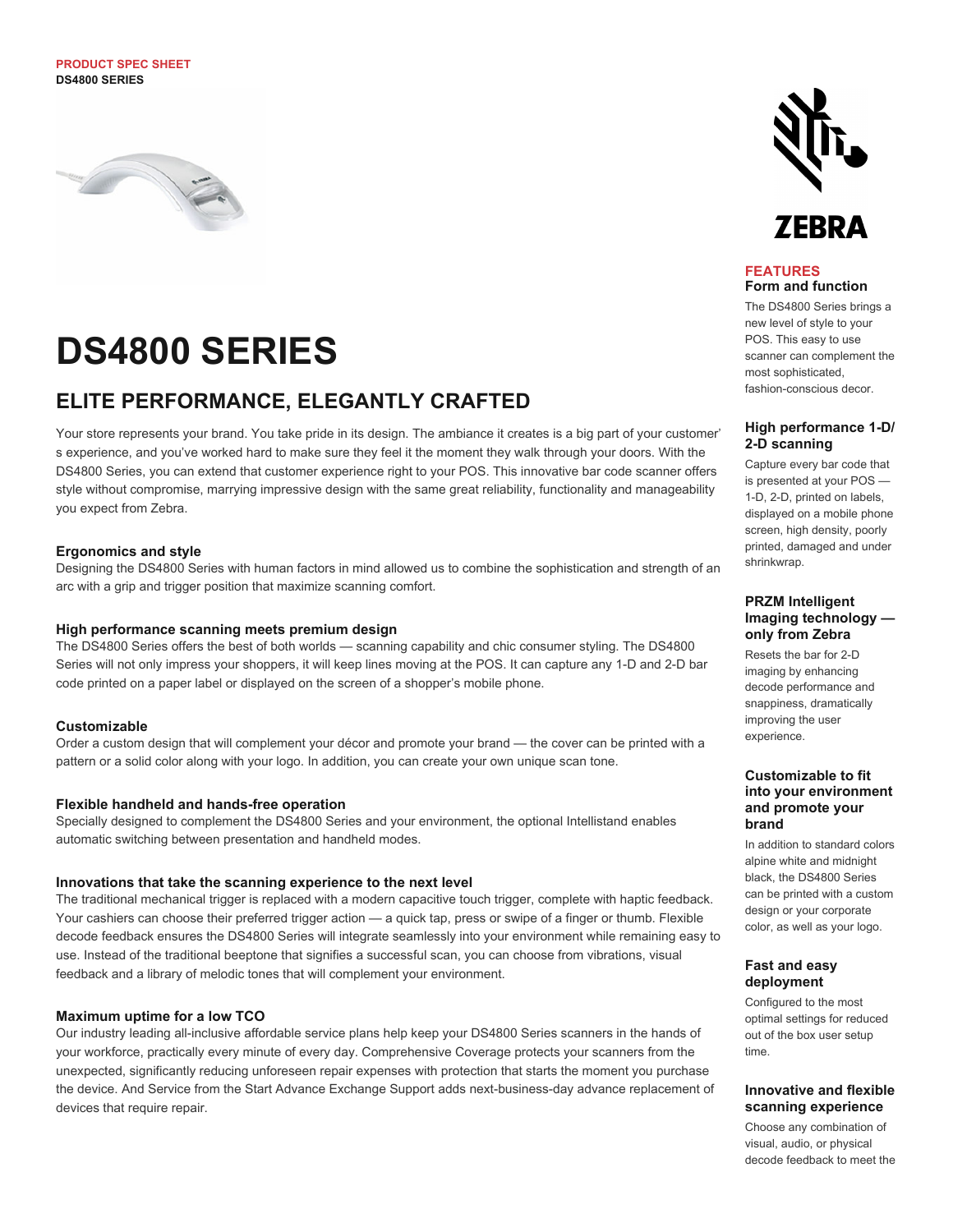PRODUCT SPEC SHEET
**DS4800 SERIES**

# DS4800 SERIES

## ELITE PERFORMANCE, ELEGANTLY CRAFTED

Your store represents your brand. You take pride in its design. The ambiance it creates is a big part of your customer' s experience, and you've worked hard to make sure they feel it the moment they walk through your doors. With the DS4800 Series, you can extend that customer experience right to your POS. This innovative bar code scanner offers style without compromise, marrying impressive design with the same great reliability, functionality and manageability you expect from Zebra.

### Ergonomics and style

Designing the DS4800 Series with human factors in mind allowed us to combine the sophistication and strength of an arc with a grip and trigger position that maximize scanning comfort.

### High performance scanning meets premium design

The DS4800 Series offers the best of both worlds — scanning capability and chic consumer styling. The DS4800 Series will not only impress your shoppers, it will keep lines moving at the POS. It can capture any 1-D and 2-D bar code printed on a paper label or displayed on the screen of a shopper's mobile phone.

### Customizable

Order a custom design that will complement your décor and promote your brand — the cover can be printed with a pattern or a solid color along with your logo. In addition, you can create your own unique scan tone.

### Flexible handheld and hands-free operation

Specially designed to complement the DS4800 Series and your environment, the optional Intellistand enables automatic switching between presentation and handheld modes.

### Innovations that take the scanning experience to the next level

The traditional mechanical trigger is replaced with a modern capacitive touch trigger, complete with haptic feedback. Your cashiers can choose their preferred trigger action — a quick tap, press or swipe of a finger or thumb. Flexible decode feedback ensures the DS4800 Series will integrate seamlessly into your environment while remaining easy to use. Instead of the traditional beeptone that signifies a successful scan, you can choose from vibrations, visual feedback and a library of melodic tones that will complement your environment.

### Maximum uptime for a low TCO

Our industry leading all-inclusive affordable service plans help keep your DS4800 Series scanners in the hands of your workforce, practically every minute of every day. Comprehensive Coverage protects your scanners from the unexpected, significantly reducing unforeseen repair expenses with protection that starts the moment you purchase the device. And Service from the Start Advance Exchange Support adds next-business-day advance replacement of devices that require repair.

ZEBRA

## FEATURES

### Form and function

The DS4800 Series brings a new level of style to your POS. This easy to use scanner can complement the most sophisticated, fashion-conscious decor.

### High performance 1-D/ 2-D scanning

Capture every bar code that is presented at your POS — 1-D, 2-D, printed on labels, displayed on a mobile phone screen, high density, poorly printed, damaged and under shrinkwrap.

### PRZM Intelligent Imaging technology — only from Zebra

Resets the bar for 2-D imaging by enhancing decode performance and snappiness, dramatically improving the user experience.

### Customizable to fit into your environment and promote your brand

In addition to standard colors alpine white and midnight black, the DS4800 Series can be printed with a custom design or your corporate color, as well as your logo.

### Fast and easy deployment

Configured to the most optimal settings for reduced out of the box user setup time.

### Innovative and flexible scanning experience

Choose any combination of visual, audio, or physical decode feedback to meet the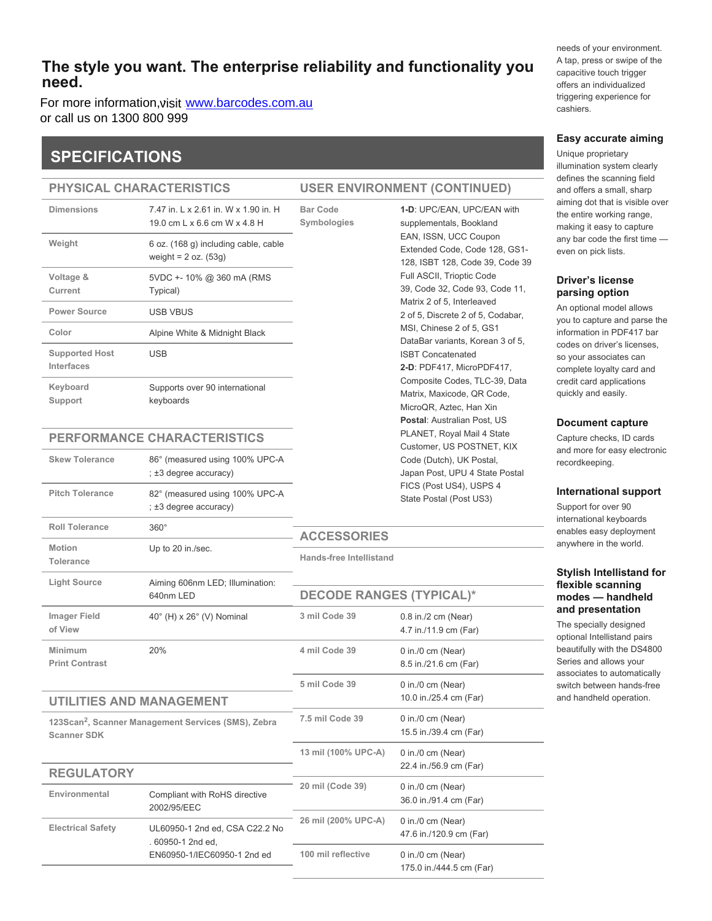## The style you want. The enterprise reliability and functionality you need.

For more information,visit www.barcodes.com.au
or call us on 1300 800 999

# SPECIFICATIONS

## PHYSICAL CHARACTERISTICS

| | |
|---|---|
| Dimensions | 7.47 in. L x 2.61 in. W x 1.90 in. H<br>19.0 cm L x 6.6 cm W x 4.8 H |
| Weight | 6 oz. (168 g) including cable, cable weight = 2 oz. (53g) |
| Voltage & Current | 5VDC +- 10% @ 360 mA (RMS Typical) |
| Power Source | USB VBUS |
| Color | Alpine White & Midnight Black |
| Supported Host Interfaces | USB |
| Keyboard Support | Supports over 90 international keyboards |

## PERFORMANCE CHARACTERISTICS

| | |
|---|---|
| Skew Tolerance | 86° (measured using 100% UPC-A ; ±3 degree accuracy) |
| Pitch Tolerance | 82° (measured using 100% UPC-A ; ±3 degree accuracy) |
| Roll Tolerance | 360° |
| Motion Tolerance | Up to 20 in./sec. |
| Light Source | Aiming 606nm LED; Illumination: 640nm LED |
| Imager Field of View | 40° (H) x 26° (V) Nominal |
| Minimum Print Contrast | 20% |

## UTILITIES AND MANAGEMENT

123Scan[2], Scanner Management Services (SMS), Zebra Scanner SDK

## REGULATORY

| | |
|---|---|
| Environmental | Compliant with RoHS directive 2002/95/EEC |
| Electrical Safety | UL60950-1 2nd ed, CSA C22.2 No . 60950-1 2nd ed, EN60950-1/IEC60950-1 2nd ed |

## USER ENVIRONMENT (CONTINUED)

| | |
|---|---|
| Bar Code Symbologies | **1-D**: UPC/EAN, UPC/EAN with supplementals, Bookland EAN, ISSN, UCC Coupon Extended Code, Code 128, GS1-128, ISBT 128, Code 39, Code 39 Full ASCII, Trioptic Code 39, Code 32, Code 93, Code 11, Matrix 2 of 5, Interleaved 2 of 5, Discrete 2 of 5, Codabar, MSI, Chinese 2 of 5, GS1 DataBar variants, Korean 3 of 5, ISBT Concatenated<br>**2-D**: PDF417, MicroPDF417, Composite Codes, TLC-39, Data Matrix, Maxicode, QR Code, MicroQR, Aztec, Han Xin<br>**Postal**: Australian Post, US PLANET, Royal Mail 4 State Customer, US POSTNET, KIX Code (Dutch), UK Postal, Japan Post, UPU 4 State Postal FICS (Post US4), USPS 4 State Postal (Post US3) |

## ACCESSORIES

Hands-free Intellistand

## DECODE RANGES (TYPICAL)*

| | |
|---|---|
| 3 mil Code 39 | 0.8 in./2 cm (Near)<br>4.7 in./11.9 cm (Far) |
| 4 mil Code 39 | 0 in./0 cm (Near)<br>8.5 in./21.6 cm (Far) |
| 5 mil Code 39 | 0 in./0 cm (Near)<br>10.0 in./25.4 cm (Far) |
| 7.5 mil Code 39 | 0 in./0 cm (Near)<br>15.5 in./39.4 cm (Far) |
| 13 mil (100% UPC-A) | 0 in./0 cm (Near)<br>22.4 in./56.9 cm (Far) |
| 20 mil (Code 39) | 0 in./0 cm (Near)<br>36.0 in./91.4 cm (Far) |
| 26 mil (200% UPC-A) | 0 in./0 cm (Near)<br>47.6 in./120.9 cm (Far) |
| 100 mil reflective | 0 in./0 cm (Near)<br>175.0 in./444.5 cm (Far) |

needs of your environment. A tap, press or swipe of the capacitive touch trigger offers an individualized triggering experience for cashiers.

### Easy accurate aiming

Unique proprietary illumination system clearly defines the scanning field and offers a small, sharp aiming dot that is visible over the entire working range, making it easy to capture any bar code the first time — even on pick lists.

### Driver's license parsing option

An optional model allows you to capture and parse the information in PDF417 bar codes on driver's licenses, so your associates can complete loyalty card and credit card applications quickly and easily.

### Document capture

Capture checks, ID cards and more for easy electronic recordkeeping.

### International support

Support for over 90 international keyboards enables easy deployment anywhere in the world.

### Stylish Intellistand for flexible scanning modes — handheld and presentation

The specially designed optional Intellistand pairs beautifully with the DS4800 Series and allows your associates to automatically switch between hands-free and handheld operation.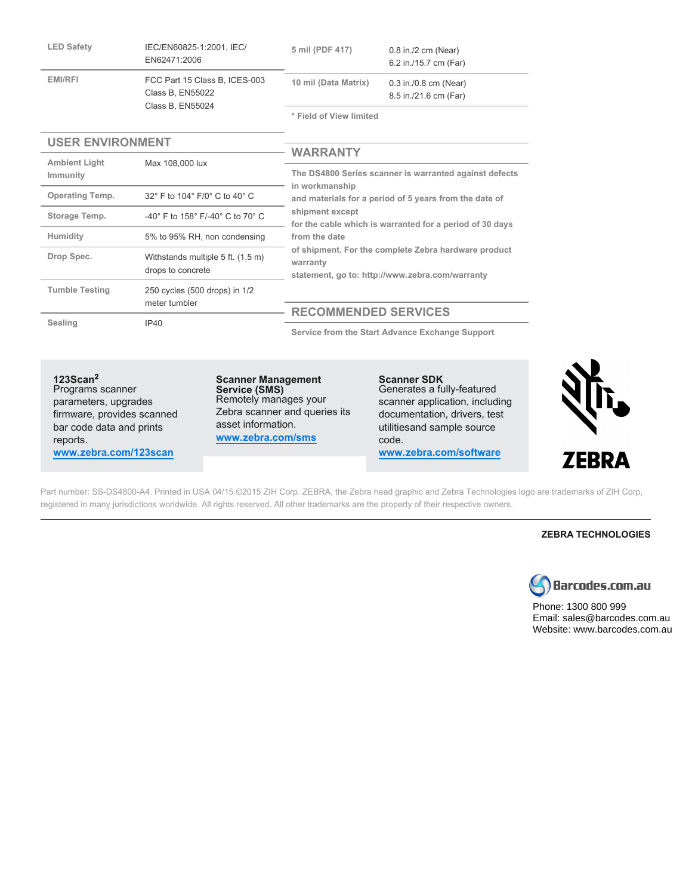| | |
|---|---|
| LED Safety | IEC/EN60825-1:2001, IEC/ EN62471:2006 |
| EMI/RFI | FCC Part 15 Class B, ICES-003 Class B, EN55022 Class B, EN55024 |

## USER ENVIRONMENT

| | |
|---|---|
| Ambient Light Immunity | Max 108,000 lux |
| Operating Temp. | 32° F to 104° F/0° C to 40° C |
| Storage Temp. | -40° F to 158° F/-40° C to 70° C |
| Humidity | 5% to 95% RH, non condensing |
| Drop Spec. | Withstands multiple 5 ft. (1.5 m) drops to concrete |
| Tumble Testing | 250 cycles (500 drops) in 1/2 meter tumbler |
| Sealing | IP40 |

| | |
|---|---|
| 5 mil (PDF 417) | 0.8 in./2 cm (Near) 6.2 in./15.7 cm (Far) |
| 10 mil (Data Matrix) | 0.3 in./0.8 cm (Near) 8.5 in./21.6 cm (Far) |

* Field of View limited

## WARRANTY

The DS4800 Series scanner is warranted against defects in workmanship and materials for a period of 5 years from the date of shipment except for the cable which is warranted for a period of 30 days from the date of shipment. For the complete Zebra hardware product warranty statement, go to: http://www.zebra.com/warranty

## RECOMMENDED SERVICES

Service from the Start Advance Exchange Support

**123Scan²**
Programs scanner parameters, upgrades firmware, provides scanned bar code data and prints reports.
www.zebra.com/123scan

**Scanner Management Service (SMS)**
Remotely manages your Zebra scanner and queries its asset information.
www.zebra.com/sms

**Scanner SDK**
Generates a fully-featured scanner application, including documentation, drivers, test utilitiesand sample source code.
www.zebra.com/software

ZEBRA

Part number: SS-DS4800-A4. Printed in USA 04/15.©2015 ZIH Corp. ZEBRA, the Zebra head graphic and Zebra Technologies logo are trademarks of ZIH Corp, registered in many jurisdictions worldwide. All rights reserved. All other trademarks are the property of their respective owners.

**ZEBRA TECHNOLOGIES**

Barcodes.com.au
Phone: 1300 800 999
Email: sales@barcodes.com.au
Website: www.barcodes.com.au